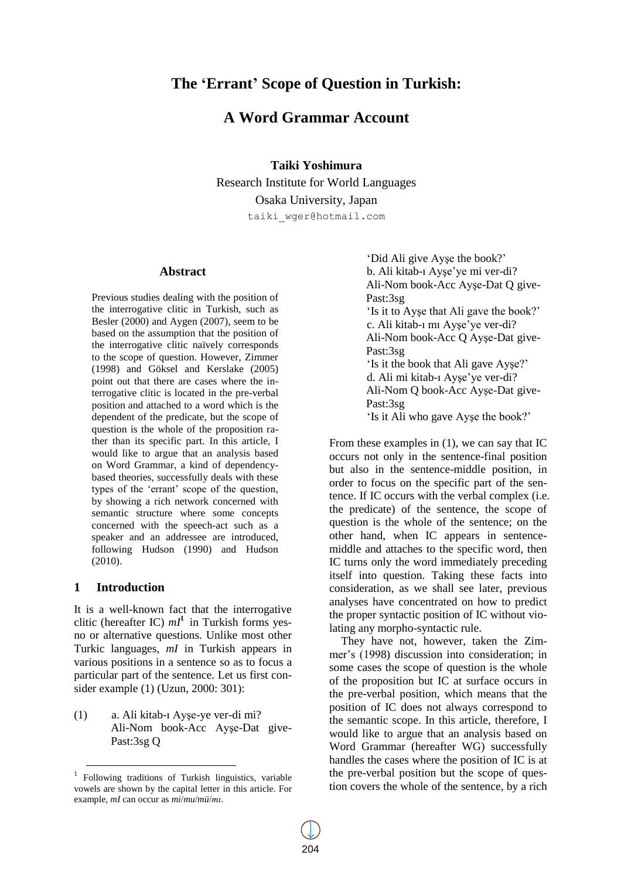# The 'Errant' Scope of Question in Turkish: A Word Grammar Account

**Taiki Yoshimura**
Research Institute for World Languages
Osaka University, Japan
taiki_wger@hotmail.com

## Abstract

Previous studies dealing with the position of the interrogative clitic in Turkish, such as Besler (2000) and Aygen (2007), seem to be based on the assumption that the position of the interrogative clitic naïvely corresponds to the scope of question. However, Zimmer (1998) and Göksel and Kerslake (2005) point out that there are cases where the interrogative clitic is located in the pre-verbal position and attached to a word which is the dependent of the predicate, but the scope of question is the whole of the proposition rather than its specific part. In this article, I would like to argue that an analysis based on Word Grammar, a kind of dependency-based theories, successfully deals with these types of the 'errant' scope of the question, by showing a rich network concerned with semantic structure where some concepts concerned with the speech-act such as a speaker and an addressee are introduced, following Hudson (1990) and Hudson (2010).

## 1 Introduction

It is a well-known fact that the interrogative clitic (hereafter IC) *mI*[1] in Turkish forms yes-no or alternative questions. Unlike most other Turkic languages, *mI* in Turkish appears in various positions in a sentence so as to focus a particular part of the sentence. Let us first consider example (1) (Uzun, 2000: 301):

(1) a. Ali kitab-ı Ayşe-ye ver-di mi?
Ali-Nom book-Acc Ayşe-Dat give-Past:3sg Q
'Did Ali give Ayşe the book?'
b. Ali kitab-ı Ayşe'ye mi ver-di?
Ali-Nom book-Acc Ayşe-Dat Q give-Past:3sg
'Is it to Ayşe that Ali gave the book?'
c. Ali kitab-ı mı Ayşe'ye ver-di?
Ali-Nom book-Acc Q Ayşe-Dat give-Past:3sg
'Is it the book that Ali gave Ayşe?'
d. Ali mi kitab-ı Ayşe'ye ver-di?
Ali-Nom Q book-Acc Ayşe-Dat give-Past:3sg
'Is it Ali who gave Ayşe the book?'

From these examples in (1), we can say that IC occurs not only in the sentence-final position but also in the sentence-middle position, in order to focus on the specific part of the sentence. If IC occurs with the verbal complex (i.e. the predicate) of the sentence, the scope of question is the whole of the sentence; on the other hand, when IC appears in sentence-middle and attaches to the specific word, then IC turns only the word immediately preceding itself into question. Taking these facts into consideration, as we shall see later, previous analyses have concentrated on how to predict the proper syntactic position of IC without violating any morpho-syntactic rule.

They have not, however, taken the Zimmer's (1998) discussion into consideration; in some cases the scope of question is the whole of the proposition but IC at surface occurs in the pre-verbal position, which means that the position of IC does not always correspond to the semantic scope. In this article, therefore, I would like to argue that an analysis based on Word Grammar (hereafter WG) successfully handles the cases where the position of IC is at the pre-verbal position but the scope of question covers the whole of the sentence, by a rich

[1] Following traditions of Turkish linguistics, variable vowels are shown by the capital letter in this article. For example, *mI* can occur as *mi*/*mu*/*mü*/*mı*.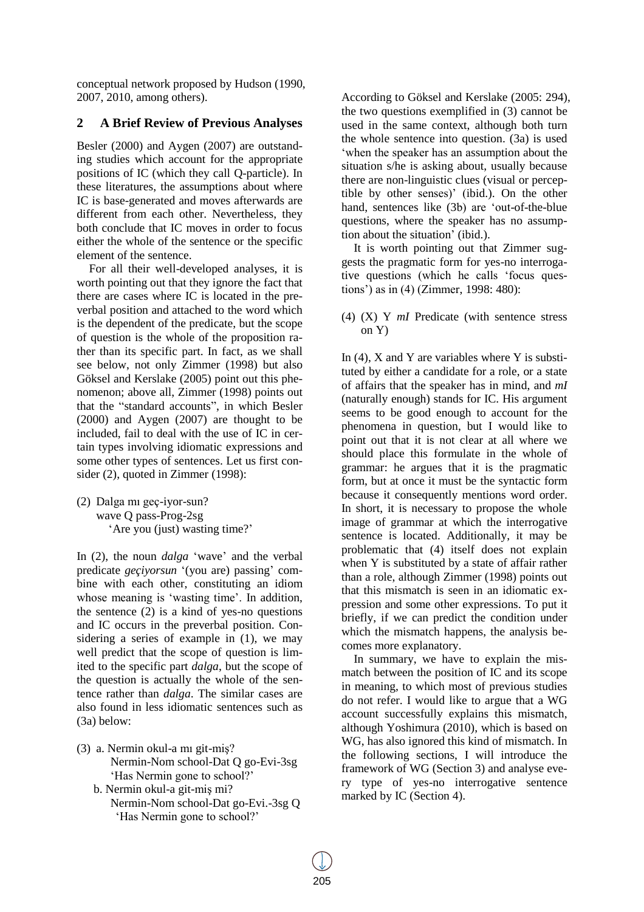conceptual network proposed by Hudson (1990, 2007, 2010, among others).

## 2 A Brief Review of Previous Analyses

Besler (2000) and Aygen (2007) are outstanding studies which account for the appropriate positions of IC (which they call Q-particle). In these literatures, the assumptions about where IC is base-generated and moves afterwards are different from each other. Nevertheless, they both conclude that IC moves in order to focus either the whole of the sentence or the specific element of the sentence.

For all their well-developed analyses, it is worth pointing out that they ignore the fact that there are cases where IC is located in the preverbal position and attached to the word which is the dependent of the predicate, but the scope of question is the whole of the proposition rather than its specific part. In fact, as we shall see below, not only Zimmer (1998) but also Göksel and Kerslake (2005) point out this phenomenon; above all, Zimmer (1998) points out that the "standard accounts", in which Besler (2000) and Aygen (2007) are thought to be included, fail to deal with the use of IC in certain types involving idiomatic expressions and some other types of sentences. Let us first consider (2), quoted in Zimmer (1998):

(2) Dalga mı geç-iyor-sun?
  wave Q pass-Prog-2sg
  'Are you (just) wasting time?'

In (2), the noun *dalga* 'wave' and the verbal predicate *geçiyorsun* '(you are) passing' combine with each other, constituting an idiom whose meaning is 'wasting time'. In addition, the sentence (2) is a kind of yes-no questions and IC occurs in the preverbal position. Considering a series of example in (1), we may well predict that the scope of question is limited to the specific part *dalga*, but the scope of the question is actually the whole of the sentence rather than *dalga*. The similar cases are also found in less idiomatic sentences such as (3a) below:

(3) a. Nermin okul-a mı git-miş?
  Nermin-Nom school-Dat Q go-Evi-3sg
  'Has Nermin gone to school?'
 b. Nermin okul-a git-miş mi?
  Nermin-Nom school-Dat go-Evi.-3sg Q
  'Has Nermin gone to school?'

According to Göksel and Kerslake (2005: 294), the two questions exemplified in (3) cannot be used in the same context, although both turn the whole sentence into question. (3a) is used 'when the speaker has an assumption about the situation s/he is asking about, usually because there are non-linguistic clues (visual or perceptible by other senses)' (ibid.). On the other hand, sentences like (3b) are 'out-of-the-blue questions, where the speaker has no assumption about the situation' (ibid.).

It is worth pointing out that Zimmer suggests the pragmatic form for yes-no interrogative questions (which he calls 'focus questions') as in (4) (Zimmer, 1998: 480):

(4) (X) Y *mI* Predicate (with sentence stress on Y)

In (4), X and Y are variables where Y is substituted by either a candidate for a role, or a state of affairs that the speaker has in mind, and *mI* (naturally enough) stands for IC. His argument seems to be good enough to account for the phenomena in question, but I would like to point out that it is not clear at all where we should place this formulate in the whole of grammar: he argues that it is the pragmatic form, but at once it must be the syntactic form because it consequently mentions word order. In short, it is necessary to propose the whole image of grammar at which the interrogative sentence is located. Additionally, it may be problematic that (4) itself does not explain when Y is substituted by a state of affair rather than a role, although Zimmer (1998) points out that this mismatch is seen in an idiomatic expression and some other expressions. To put it briefly, if we can predict the condition under which the mismatch happens, the analysis becomes more explanatory.

In summary, we have to explain the mismatch between the position of IC and its scope in meaning, to which most of previous studies do not refer. I would like to argue that a WG account successfully explains this mismatch, although Yoshimura (2010), which is based on WG, has also ignored this kind of mismatch. In the following sections, I will introduce the framework of WG (Section 3) and analyse every type of yes-no interrogative sentence marked by IC (Section 4).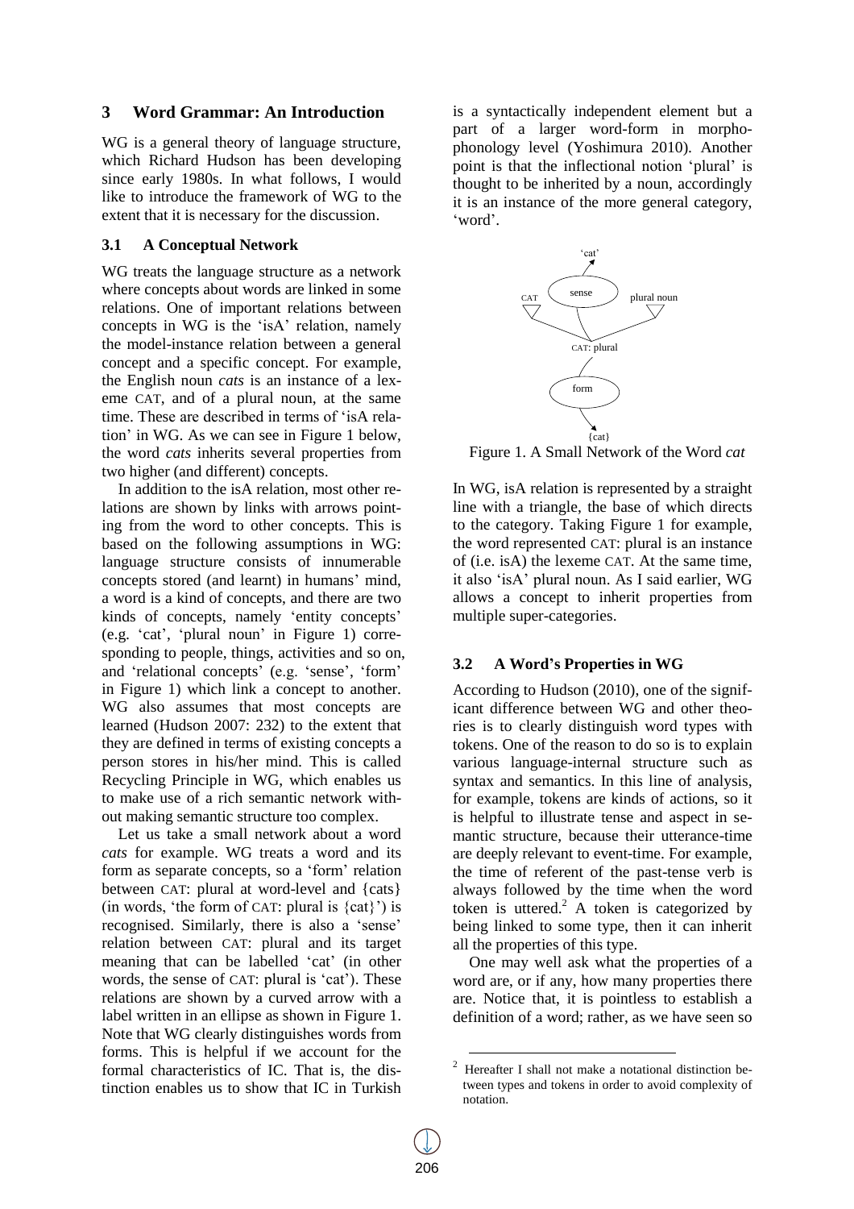## 3 Word Grammar: An Introduction

WG is a general theory of language structure, which Richard Hudson has been developing since early 1980s. In what follows, I would like to introduce the framework of WG to the extent that it is necessary for the discussion.

### 3.1 A Conceptual Network

WG treats the language structure as a network where concepts about words are linked in some relations. One of important relations between concepts in WG is the 'isA' relation, namely the model-instance relation between a general concept and a specific concept. For example, the English noun *cats* is an instance of a lexeme CAT, and of a plural noun, at the same time. These are described in terms of 'isA relation' in WG. As we can see in Figure 1 below, the word *cats* inherits several properties from two higher (and different) concepts.

In addition to the isA relation, most other relations are shown by links with arrows pointing from the word to other concepts. This is based on the following assumptions in WG: language structure consists of innumerable concepts stored (and learnt) in humans' mind, a word is a kind of concepts, and there are two kinds of concepts, namely 'entity concepts' (e.g. 'cat', 'plural noun' in Figure 1) corresponding to people, things, activities and so on, and 'relational concepts' (e.g. 'sense', 'form' in Figure 1) which link a concept to another. WG also assumes that most concepts are learned (Hudson 2007: 232) to the extent that they are defined in terms of existing concepts a person stores in his/her mind. This is called Recycling Principle in WG, which enables us to make use of a rich semantic network without making semantic structure too complex.

Let us take a small network about a word *cats* for example. WG treats a word and its form as separate concepts, so a 'form' relation between CAT: plural at word-level and {cats} (in words, 'the form of CAT: plural is {cat}') is recognised. Similarly, there is also a 'sense' relation between CAT: plural and its target meaning that can be labelled 'cat' (in other words, the sense of CAT: plural is 'cat'). These relations are shown by a curved arrow with a label written in an ellipse as shown in Figure 1. Note that WG clearly distinguishes words from forms. This is helpful if we account for the formal characteristics of IC. That is, the distinction enables us to show that IC in Turkish is a syntactically independent element but a part of a larger word-form in morphophonology level (Yoshimura 2010). Another point is that the inflectional notion 'plural' is thought to be inherited by a noun, accordingly it is an instance of the more general category, 'word'.

Figure 1. A Small Network of the Word *cat*

In WG, isA relation is represented by a straight line with a triangle, the base of which directs to the category. Taking Figure 1 for example, the word represented CAT: plural is an instance of (i.e. isA) the lexeme CAT. At the same time, it also 'isA' plural noun. As I said earlier, WG allows a concept to inherit properties from multiple super-categories.

### 3.2 A Word's Properties in WG

According to Hudson (2010), one of the significant difference between WG and other theories is to clearly distinguish word types with tokens. One of the reason to do so is to explain various language-internal structure such as syntax and semantics. In this line of analysis, for example, tokens are kinds of actions, so it is helpful to illustrate tense and aspect in semantic structure, because their utterance-time are deeply relevant to event-time. For example, the time of referent of the past-tense verb is always followed by the time when the word token is uttered.[2] A token is categorized by being linked to some type, then it can inherit all the properties of this type.

One may well ask what the properties of a word are, or if any, how many properties there are. Notice that, it is pointless to establish a definition of a word; rather, as we have seen so

[2] Hereafter I shall not make a notational distinction between types and tokens in order to avoid complexity of notation.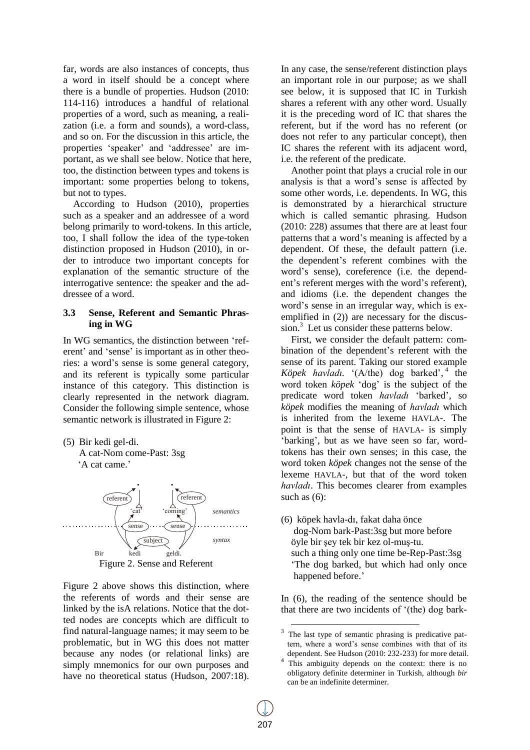far, words are also instances of concepts, thus a word in itself should be a concept where there is a bundle of properties. Hudson (2010: 114-116) introduces a handful of relational properties of a word, such as meaning, a realization (i.e. a form and sounds), a word-class, and so on. For the discussion in this article, the properties 'speaker' and 'addressee' are important, as we shall see below. Notice that here, too, the distinction between types and tokens is important: some properties belong to tokens, but not to types.

According to Hudson (2010), properties such as a speaker and an addressee of a word belong primarily to word-tokens. In this article, too, I shall follow the idea of the type-token distinction proposed in Hudson (2010), in order to introduce two important concepts for explanation of the semantic structure of the interrogative sentence: the speaker and the addressee of a word.

### 3.3 Sense, Referent and Semantic Phrasing in WG

In WG semantics, the distinction between 'referent' and 'sense' is important as in other theories: a word's sense is some general category, and its referent is typically some particular instance of this category. This distinction is clearly represented in the network diagram. Consider the following simple sentence, whose semantic network is illustrated in Figure 2:

(5) Bir kedi gel-di.
A cat-Nom come-Past: 3sg
'A cat came.'

Figure 2. Sense and Referent

Figure 2 above shows this distinction, where the referents of words and their sense are linked by the isA relations. Notice that the dotted nodes are concepts which are difficult to find natural-language names; it may seem to be problematic, but in WG this does not matter because any nodes (or relational links) are simply mnemonics for our own purposes and have no theoretical status (Hudson, 2007:18).

In any case, the sense/referent distinction plays an important role in our purpose; as we shall see below, it is supposed that IC in Turkish shares a referent with any other word. Usually it is the preceding word of IC that shares the referent, but if the word has no referent (or does not refer to any particular concept), then IC shares the referent with its adjacent word, i.e. the referent of the predicate.

Another point that plays a crucial role in our analysis is that a word's sense is affected by some other words, i.e. dependents. In WG, this is demonstrated by a hierarchical structure which is called semantic phrasing. Hudson (2010: 228) assumes that there are at least four patterns that a word's meaning is affected by a dependent. Of these, the default pattern (i.e. the dependent's referent combines with the word's sense), coreference (i.e. the dependent's referent merges with the word's referent), and idioms (i.e. the dependent changes the word's sense in an irregular way, which is exemplified in (2)) are necessary for the discussion.[3] Let us consider these patterns below.

First, we consider the default pattern: combination of the dependent's referent with the sense of its parent. Taking our stored example *Köpek havladı.* '(A/the) dog barked',[4] the word token *köpek* 'dog' is the subject of the predicate word token *havladı* 'barked', so *köpek* modifies the meaning of *havladı* which is inherited from the lexeme HAVLA-. The point is that the sense of HAVLA- is simply 'barking', but as we have seen so far, word-tokens has their own senses; in this case, the word token *köpek* changes not the sense of the lexeme HAVLA-, but that of the word token *havladı*. This becomes clearer from examples such as (6):

(6) köpek havla-dı, fakat daha önce
dog-Nom bark-Past:3sg but more before
öyle bir şey tek bir kez ol-muş-tu.
such a thing only one time be-Rep-Past:3sg
'The dog barked, but which had only once happened before.'

In (6), the reading of the sentence should be that there are two incidents of '(the) dog bark-

---

[3] The last type of semantic phrasing is predicative pattern, where a word's sense combines with that of its dependent. See Hudson (2010: 232-233) for more detail.

[4] This ambiguity depends on the context: there is no obligatory definite determiner in Turkish, although *bir* can be an indefinite determiner.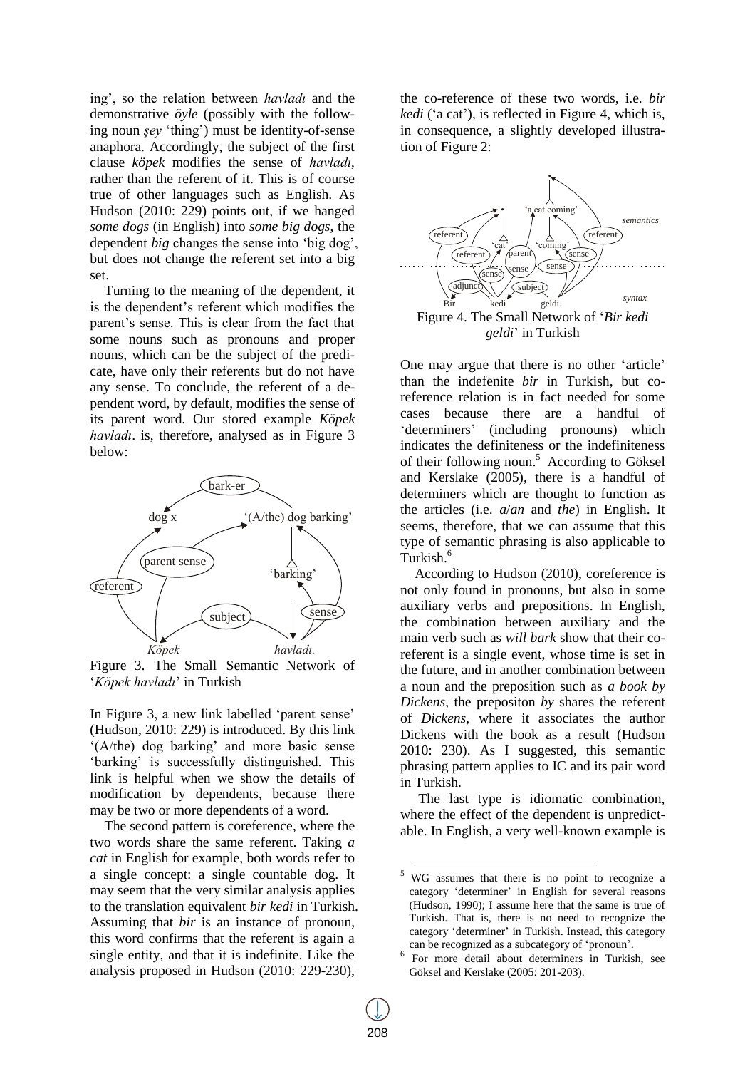ing', so the relation between *havladı* and the demonstrative *öyle* (possibly with the following noun *şey* 'thing') must be identity-of-sense anaphora. Accordingly, the subject of the first clause *köpek* modifies the sense of *havladı*, rather than the referent of it. This is of course true of other languages such as English. As Hudson (2010: 229) points out, if we hanged *some dogs* (in English) into *some big dogs*, the dependent *big* changes the sense into 'big dog', but does not change the referent set into a big set.

Turning to the meaning of the dependent, it is the dependent's referent which modifies the parent's sense. This is clear from the fact that some nouns such as pronouns and proper nouns, which can be the subject of the predicate, have only their referents but do not have any sense. To conclude, the referent of a dependent word, by default, modifies the sense of its parent word. Our stored example *Köpek havladı*. is, therefore, analysed as in Figure 3 below:

Figure 3. The Small Semantic Network of '*Köpek havladı*' in Turkish

In Figure 3, a new link labelled 'parent sense' (Hudson, 2010: 229) is introduced. By this link '(A/the) dog barking' and more basic sense 'barking' is successfully distinguished. This link is helpful when we show the details of modification by dependents, because there may be two or more dependents of a word.

The second pattern is coreference, where the two words share the same referent. Taking *a cat* in English for example, both words refer to a single concept: a single countable dog. It may seem that the very similar analysis applies to the translation equivalent *bir kedi* in Turkish. Assuming that *bir* is an instance of pronoun, this word confirms that the referent is again a single entity, and that it is indefinite. Like the analysis proposed in Hudson (2010: 229-230), the co-reference of these two words, i.e. *bir kedi* ('a cat'), is reflected in Figure 4, which is, in consequence, a slightly developed illustration of Figure 2:

Figure 4. The Small Network of '*Bir kedi geldi*' in Turkish

One may argue that there is no other 'article' than the indefenite *bir* in Turkish, but co-reference relation is in fact needed for some cases because there are a handful of 'determiners' (including pronouns) which indicates the definiteness or the indefiniteness of their following noun.[5] According to Göksel and Kerslake (2005), there is a handful of determiners which are thought to function as the articles (i.e. *a*/*an* and *the*) in English. It seems, therefore, that we can assume that this type of semantic phrasing is also applicable to Turkish.[6]

According to Hudson (2010), coreference is not only found in pronouns, but also in some auxiliary verbs and prepositions. In English, the combination between auxiliary and the main verb such as *will bark* show that their co-referent is a single event, whose time is set in the future, and in another combination between a noun and the preposition such as *a book by Dickens*, the prepositon *by* shares the referent of *Dickens*, where it associates the author Dickens with the book as a result (Hudson 2010: 230). As I suggested, this semantic phrasing pattern applies to IC and its pair word in Turkish.

The last type is idiomatic combination, where the effect of the dependent is unpredictable. In English, a very well-known example is

[5] WG assumes that there is no point to recognize a category 'determiner' in English for several reasons (Hudson, 1990); I assume here that the same is true of Turkish. That is, there is no need to recognize the category 'determiner' in Turkish. Instead, this category can be recognized as a subcategory of 'pronoun'.

[6] For more detail about determiners in Turkish, see Göksel and Kerslake (2005: 201-203).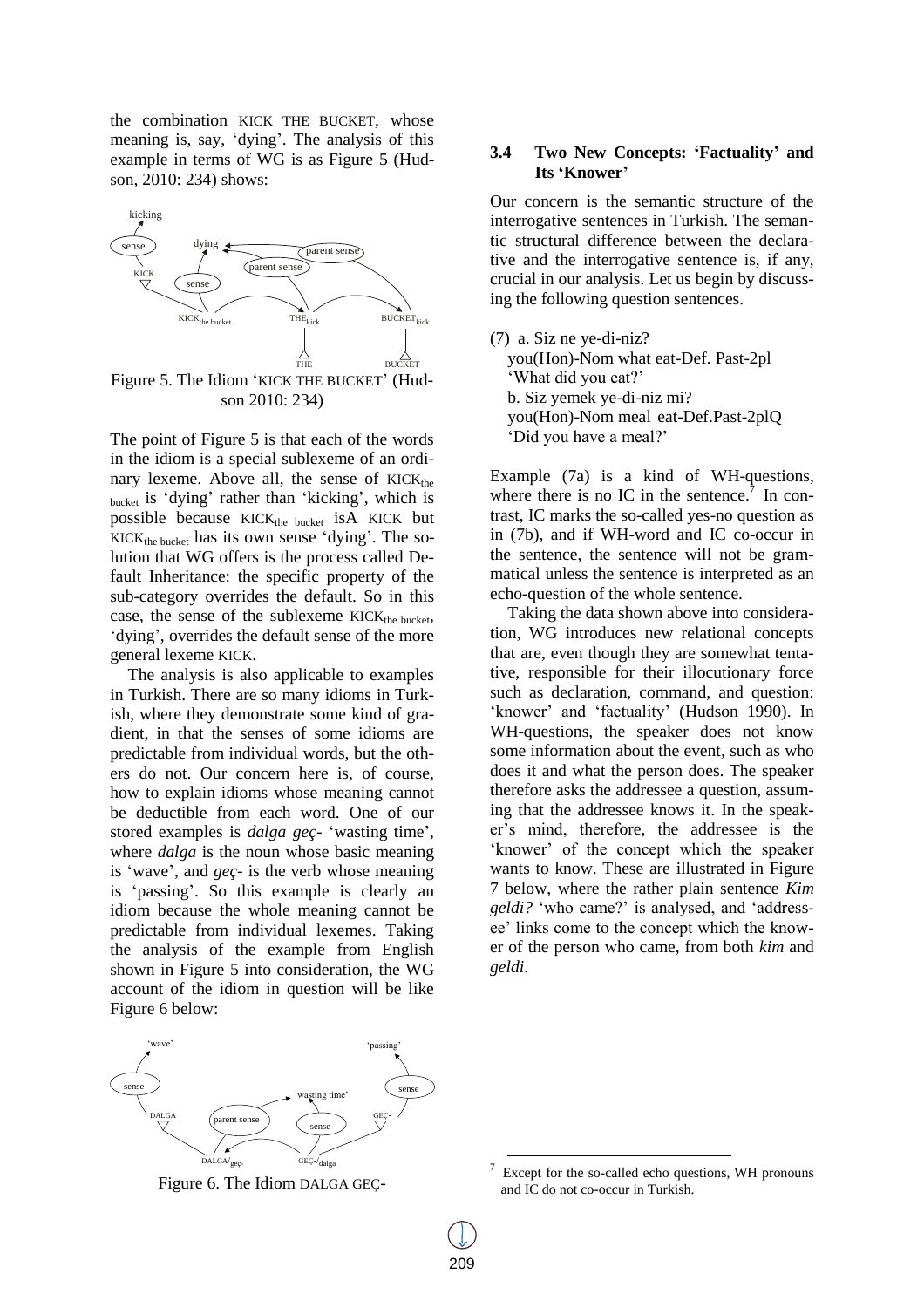the combination KICK THE BUCKET, whose meaning is, say, 'dying'. The analysis of this example in terms of WG is as Figure 5 (Hudson, 2010: 234) shows:

Figure 5. The Idiom 'KICK THE BUCKET' (Hudson 2010: 234)

The point of Figure 5 is that each of the words in the idiom is a special sublexeme of an ordinary lexeme. Above all, the sense of KICK$_{\text{the bucket}}$ is 'dying' rather than 'kicking', which is possible because KICK$_{\text{the bucket}}$ isA KICK but KICK$_{\text{the bucket}}$ has its own sense 'dying'. The solution that WG offers is the process called Default Inheritance: the specific property of the sub-category overrides the default. So in this case, the sense of the sublexeme KICK$_{\text{the bucket}}$, 'dying', overrides the default sense of the more general lexeme KICK.

The analysis is also applicable to examples in Turkish. There are so many idioms in Turkish, where they demonstrate some kind of gradient, in that the senses of some idioms are predictable from individual words, but the others do not. Our concern here is, of course, how to explain idioms whose meaning cannot be deductible from each word. One of our stored examples is *dalga geç-* 'wasting time', where *dalga* is the noun whose basic meaning is 'wave', and *geç-* is the verb whose meaning is 'passing'. So this example is clearly an idiom because the whole meaning cannot be predictable from individual lexemes. Taking the analysis of the example from English shown in Figure 5 into consideration, the WG account of the idiom in question will be like Figure 6 below:

Figure 6. The Idiom DALGA GEÇ-

### 3.4 Two New Concepts: 'Factuality' and Its 'Knower'

Our concern is the semantic structure of the interrogative sentences in Turkish. The semantic structural difference between the declarative and the interrogative sentence is, if any, crucial in our analysis. Let us begin by discussing the following question sentences.

(7) a. Siz ne ye-di-niz?
you(Hon)-Nom what eat-Def. Past-2pl
'What did you eat?'
b. Siz yemek ye-di-niz mi?
you(Hon)-Nom meal eat-Def.Past-2plQ
'Did you have a meal?'

Example (7a) is a kind of WH-questions, where there is no IC in the sentence.[7] In contrast, IC marks the so-called yes-no question as in (7b), and if WH-word and IC co-occur in the sentence, the sentence will not be grammatical unless the sentence is interpreted as an echo-question of the whole sentence.

Taking the data shown above into consideration, WG introduces new relational concepts that are, even though they are somewhat tentative, responsible for their illocutionary force such as declaration, command, and question: 'knower' and 'factuality' (Hudson 1990). In WH-questions, the speaker does not know some information about the event, such as who does it and what the person does. The speaker therefore asks the addressee a question, assuming that the addressee knows it. In the speaker's mind, therefore, the addressee is the 'knower' of the concept which the speaker wants to know. These are illustrated in Figure 7 below, where the rather plain sentence *Kim geldi?* 'who came?' is analysed, and 'addressee' links come to the concept which the knower of the person who came, from both *kim* and *geldi*.

[7] Except for the so-called echo questions, WH pronouns and IC do not co-occur in Turkish.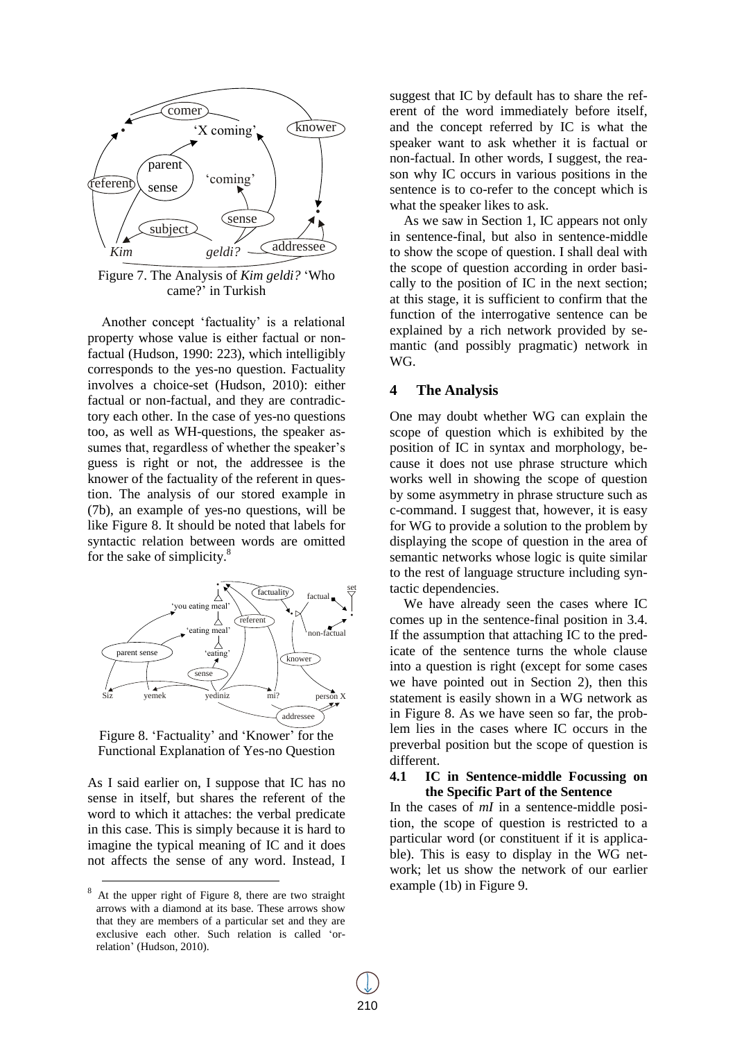Figure 7. The Analysis of *Kim geldi?* 'Who came?' in Turkish

Another concept 'factuality' is a relational property whose value is either factual or non-factual (Hudson, 1990: 223), which intelligibly corresponds to the yes-no question. Factuality involves a choice-set (Hudson, 2010): either factual or non-factual, and they are contradictory each other. In the case of yes-no questions too, as well as WH-questions, the speaker assumes that, regardless of whether the speaker's guess is right or not, the addressee is the knower of the factuality of the referent in question. The analysis of our stored example in (7b), an example of yes-no questions, will be like Figure 8. It should be noted that labels for syntactic relation between words are omitted for the sake of simplicity.[8]

Figure 8. 'Factuality' and 'Knower' for the Functional Explanation of Yes-no Question

As I said earlier on, I suppose that IC has no sense in itself, but shares the referent of the word to which it attaches: the verbal predicate in this case. This is simply because it is hard to imagine the typical meaning of IC and it does not affects the sense of any word. Instead, I suggest that IC by default has to share the referent of the word immediately before itself, and the concept referred by IC is what the speaker want to ask whether it is factual or non-factual. In other words, I suggest, the reason why IC occurs in various positions in the sentence is to co-refer to the concept which is what the speaker likes to ask.

As we saw in Section 1, IC appears not only in sentence-final, but also in sentence-middle to show the scope of question. I shall deal with the scope of question according in order basically to the position of IC in the next section; at this stage, it is sufficient to confirm that the function of the interrogative sentence can be explained by a rich network provided by semantic (and possibly pragmatic) network in WG.

## 4 The Analysis

One may doubt whether WG can explain the scope of question which is exhibited by the position of IC in syntax and morphology, because it does not use phrase structure which works well in showing the scope of question by some asymmetry in phrase structure such as c-command. I suggest that, however, it is easy for WG to provide a solution to the problem by displaying the scope of question in the area of semantic networks whose logic is quite similar to the rest of language structure including syntactic dependencies.

We have already seen the cases where IC comes up in the sentence-final position in 3.4. If the assumption that attaching IC to the predicate of the sentence turns the whole clause into a question is right (except for some cases we have pointed out in Section 2), then this statement is easily shown in a WG network as in Figure 8. As we have seen so far, the problem lies in the cases where IC occurs in the preverbal position but the scope of question is different.

### 4.1 IC in Sentence-middle Focussing on the Specific Part of the Sentence

In the cases of *mI* in a sentence-middle position, the scope of question is restricted to a particular word (or constituent if it is applicable). This is easy to display in the WG network; let us show the network of our earlier example (1b) in Figure 9.

---

[8] At the upper right of Figure 8, there are two straight arrows with a diamond at its base. These arrows show that they are members of a particular set and they are exclusive each other. Such relation is called 'or-relation' (Hudson, 2010).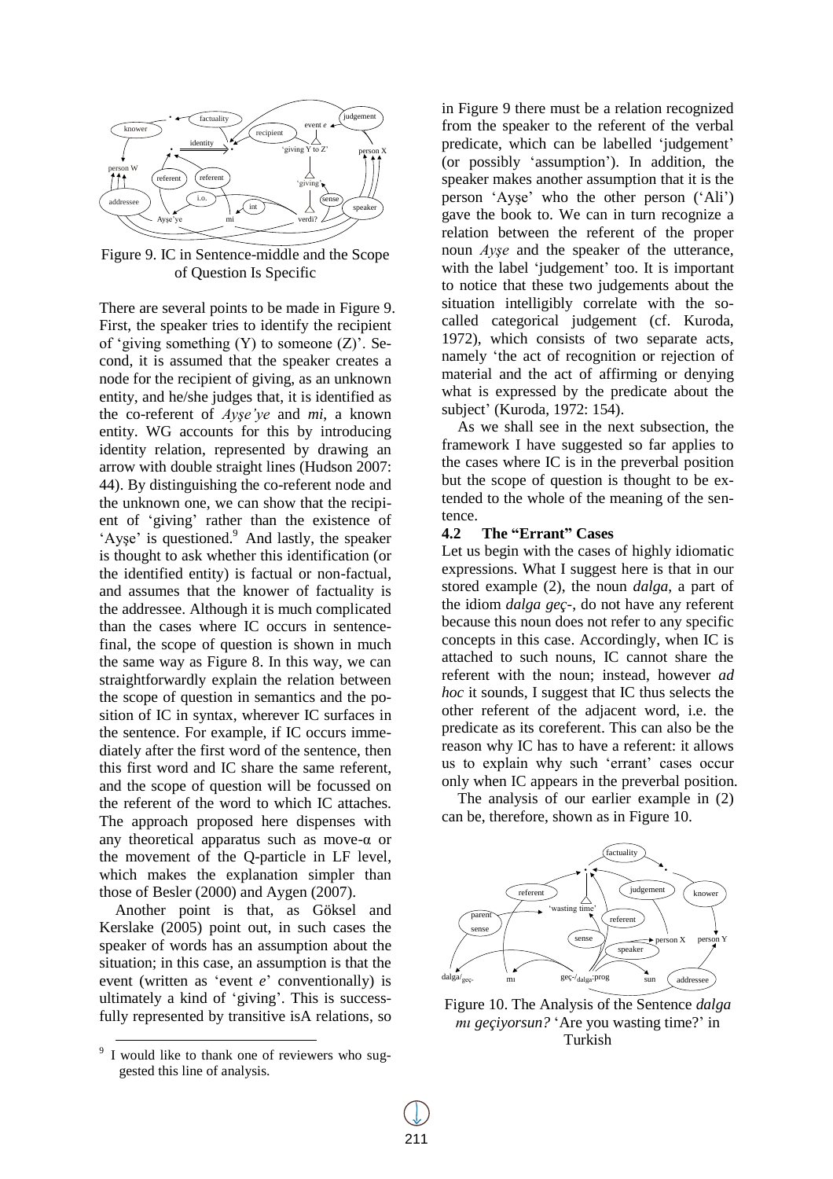Figure 9. IC in Sentence-middle and the Scope of Question Is Specific

There are several points to be made in Figure 9. First, the speaker tries to identify the recipient of 'giving something (Y) to someone (Z)'. Second, it is assumed that the speaker creates a node for the recipient of giving, as an unknown entity, and he/she judges that, it is identified as the co-referent of *Ayşe'ye* and *mi*, a known entity. WG accounts for this by introducing identity relation, represented by drawing an arrow with double straight lines (Hudson 2007: 44). By distinguishing the co-referent node and the unknown one, we can show that the recipient of 'giving' rather than the existence of 'Ayşe' is questioned.[9] And lastly, the speaker is thought to ask whether this identification (or the identified entity) is factual or non-factual, and assumes that the knower of factuality is the addressee. Although it is much complicated than the cases where IC occurs in sentence-final, the scope of question is shown in much the same way as Figure 8. In this way, we can straightforwardly explain the relation between the scope of question in semantics and the position of IC in syntax, wherever IC surfaces in the sentence. For example, if IC occurs immediately after the first word of the sentence, then this first word and IC share the same referent, and the scope of question will be focussed on the referent of the word to which IC attaches. The approach proposed here dispenses with any theoretical apparatus such as move-α or the movement of the Q-particle in LF level, which makes the explanation simpler than those of Besler (2000) and Aygen (2007).

Another point is that, as Göksel and Kerslake (2005) point out, in such cases the speaker of words has an assumption about the situation; in this case, an assumption is that the event (written as 'event *e*' conventionally) is ultimately a kind of 'giving'. This is successfully represented by transitive isA relations, so in Figure 9 there must be a relation recognized from the speaker to the referent of the verbal predicate, which can be labelled 'judgement' (or possibly 'assumption'). In addition, the speaker makes another assumption that it is the person 'Ayşe' who the other person ('Ali') gave the book to. We can in turn recognize a relation between the referent of the proper noun *Ayşe* and the speaker of the utterance, with the label 'judgement' too. It is important to notice that these two judgements about the situation intelligibly correlate with the so-called categorical judgement (cf. Kuroda, 1972), which consists of two separate acts, namely 'the act of recognition or rejection of material and the act of affirming or denying what is expressed by the predicate about the subject' (Kuroda, 1972: 154).

As we shall see in the next subsection, the framework I have suggested so far applies to the cases where IC is in the preverbal position but the scope of question is thought to be extended to the whole of the meaning of the sentence.

### 4.2 The "Errant" Cases

Let us begin with the cases of highly idiomatic expressions. What I suggest here is that in our stored example (2), the noun *dalga*, a part of the idiom *dalga geç-*, do not have any referent because this noun does not refer to any specific concepts in this case. Accordingly, when IC is attached to such nouns, IC cannot share the referent with the noun; instead, however *ad hoc* it sounds, I suggest that IC thus selects the other referent of the adjacent word, i.e. the predicate as its coreferent. This can also be the reason why IC has to have a referent: it allows us to explain why such 'errant' cases occur only when IC appears in the preverbal position.

The analysis of our earlier example in (2) can be, therefore, shown as in Figure 10.

Figure 10. The Analysis of the Sentence *dalga mı geçiyorsun?* 'Are you wasting time?' in Turkish

[9] I would like to thank one of reviewers who suggested this line of analysis.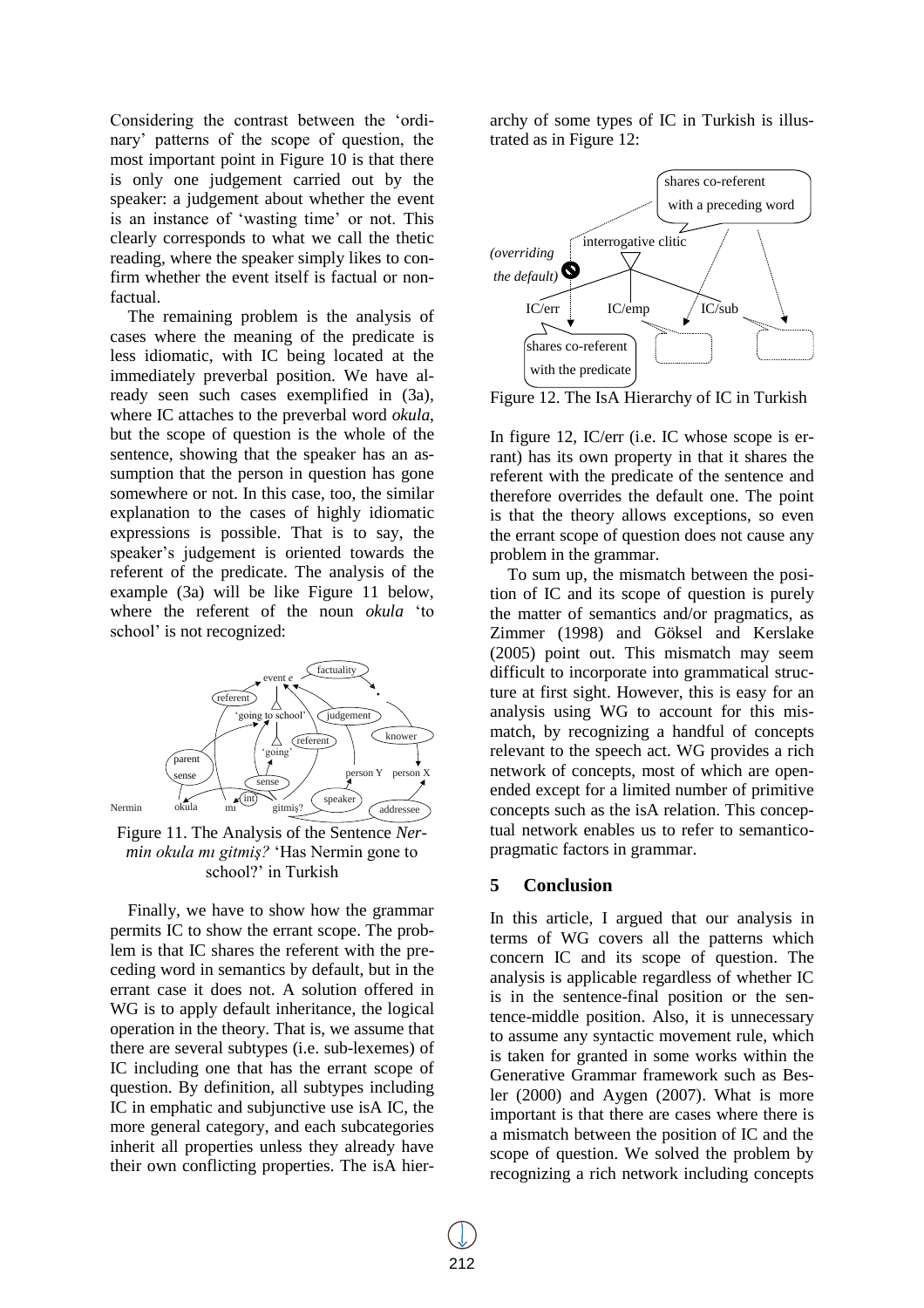Considering the contrast between the 'ordinary' patterns of the scope of question, the most important point in Figure 10 is that there is only one judgement carried out by the speaker: a judgement about whether the event is an instance of 'wasting time' or not. This clearly corresponds to what we call the thetic reading, where the speaker simply likes to confirm whether the event itself is factual or non-factual.

The remaining problem is the analysis of cases where the meaning of the predicate is less idiomatic, with IC being located at the immediately preverbal position. We have already seen such cases exemplified in (3a), where IC attaches to the preverbal word *okula*, but the scope of question is the whole of the sentence, showing that the speaker has an assumption that the person in question has gone somewhere or not. In this case, too, the similar explanation to the cases of highly idiomatic expressions is possible. That is to say, the speaker's judgement is oriented towards the referent of the predicate. The analysis of the example (3a) will be like Figure 11 below, where the referent of the noun *okula* 'to school' is not recognized:

Figure 11. The Analysis of the Sentence *Nermin okula mı gitmiş?* 'Has Nermin gone to school?' in Turkish

Finally, we have to show how the grammar permits IC to show the errant scope. The problem is that IC shares the referent with the preceding word in semantics by default, but in the errant case it does not. A solution offered in WG is to apply default inheritance, the logical operation in the theory. That is, we assume that there are several subtypes (i.e. sub-lexemes) of IC including one that has the errant scope of question. By definition, all subtypes including IC in emphatic and subjunctive use isA IC, the more general category, and each subcategories inherit all properties unless they already have their own conflicting properties. The isA hierarchy of some types of IC in Turkish is illustrated as in Figure 12:

Figure 12. The IsA Hierarchy of IC in Turkish

In figure 12, IC/err (i.e. IC whose scope is errant) has its own property in that it shares the referent with the predicate of the sentence and therefore overrides the default one. The point is that the theory allows exceptions, so even the errant scope of question does not cause any problem in the grammar.

To sum up, the mismatch between the position of IC and its scope of question is purely the matter of semantics and/or pragmatics, as Zimmer (1998) and Göksel and Kerslake (2005) point out. This mismatch may seem difficult to incorporate into grammatical structure at first sight. However, this is easy for an analysis using WG to account for this mismatch, by recognizing a handful of concepts relevant to the speech act. WG provides a rich network of concepts, most of which are open-ended except for a limited number of primitive concepts such as the isA relation. This conceptual network enables us to refer to semantico-pragmatic factors in grammar.

## 5 Conclusion

In this article, I argued that our analysis in terms of WG covers all the patterns which concern IC and its scope of question. The analysis is applicable regardless of whether IC is in the sentence-final position or the sentence-middle position. Also, it is unnecessary to assume any syntactic movement rule, which is taken for granted in some works within the Generative Grammar framework such as Besler (2000) and Aygen (2007). What is more important is that there are cases where there is a mismatch between the position of IC and the scope of question. We solved the problem by recognizing a rich network including concepts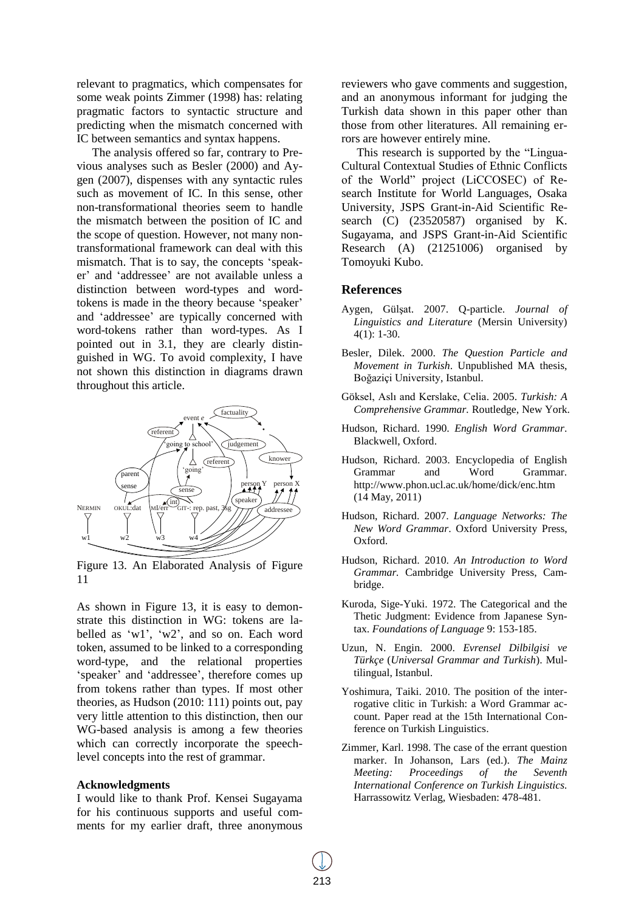relevant to pragmatics, which compensates for some weak points Zimmer (1998) has: relating pragmatic factors to syntactic structure and predicting when the mismatch concerned with IC between semantics and syntax happens.

The analysis offered so far, contrary to Previous analyses such as Besler (2000) and Aygen (2007), dispenses with any syntactic rules such as movement of IC. In this sense, other non-transformational theories seem to handle the mismatch between the position of IC and the scope of question. However, not many non-transformational framework can deal with this mismatch. That is to say, the concepts 'speaker' and 'addressee' are not available unless a distinction between word-types and word-tokens is made in the theory because 'speaker' and 'addressee' are typically concerned with word-tokens rather than word-types. As I pointed out in 3.1, they are clearly distinguished in WG. To avoid complexity, I have not shown this distinction in diagrams drawn throughout this article.

factuality
event *e*
referent
'going to school'
judgement
referent
knower
'going'
parent
sense
person Y
person X
sense
speaker
int
addressee
NERMIN
OKUL:dat
MI/err
GIT-: rep. past, 3sg
w1
w2
w3
w4

Figure 13. An Elaborated Analysis of Figure 11

As shown in Figure 13, it is easy to demonstrate this distinction in WG: tokens are labelled as 'w1', 'w2', and so on. Each word token, assumed to be linked to a corresponding word-type, and the relational properties 'speaker' and 'addressee', therefore comes up from tokens rather than types. If most other theories, as Hudson (2010: 111) points out, pay very little attention to this distinction, then our WG-based analysis is among a few theories which can correctly incorporate the speech-level concepts into the rest of grammar.

**Acknowledgments**

I would like to thank Prof. Kensei Sugayama for his continuous supports and useful comments for my earlier draft, three anonymous reviewers who gave comments and suggestion, and an anonymous informant for judging the Turkish data shown in this paper other than those from other literatures. All remaining errors are however entirely mine.

This research is supported by the "Lingua-Cultural Contextual Studies of Ethnic Conflicts of the World" project (LiCCOSEC) of Research Institute for World Languages, Osaka University, JSPS Grant-in-Aid Scientific Research (C) (23520587) organised by K. Sugayama, and JSPS Grant-in-Aid Scientific Research (A) (21251006) organised by Tomoyuki Kubo.

## References

Aygen, Gülşat. 2007. Q-particle. *Journal of Linguistics and Literature* (Mersin University) 4(1): 1-30.

Besler, Dilek. 2000. *The Question Particle and Movement in Turkish*. Unpublished MA thesis, Boğaziçi University, Istanbul.

Göksel, Aslı and Kerslake, Celia. 2005. *Turkish: A Comprehensive Grammar*. Routledge, New York.

Hudson, Richard. 1990. *English Word Grammar*. Blackwell, Oxford.

Hudson, Richard. 2003. Encyclopedia of English Grammar and Word Grammar. http://www.phon.ucl.ac.uk/home/dick/enc.htm (14 May, 2011)

Hudson, Richard. 2007. *Language Networks: The New Word Grammar*. Oxford University Press, Oxford.

Hudson, Richard. 2010. *An Introduction to Word Grammar*. Cambridge University Press, Cambridge.

Kuroda, Sige-Yuki. 1972. The Categorical and the Thetic Judgment: Evidence from Japanese Syntax. *Foundations of Language* 9: 153-185.

Uzun, N. Engin. 2000. *Evrensel Dilbilgisi ve Türkçe* (*Universal Grammar and Turkish*). Multilingual, Istanbul.

Yoshimura, Taiki. 2010. The position of the interrogative clitic in Turkish: a Word Grammar account. Paper read at the 15th International Conference on Turkish Linguistics.

Zimmer, Karl. 1998. The case of the errant question marker. In Johanson, Lars (ed.). *The Mainz Meeting: Proceedings of the Seventh International Conference on Turkish Linguistics.* Harrassowitz Verlag, Wiesbaden: 478-481.